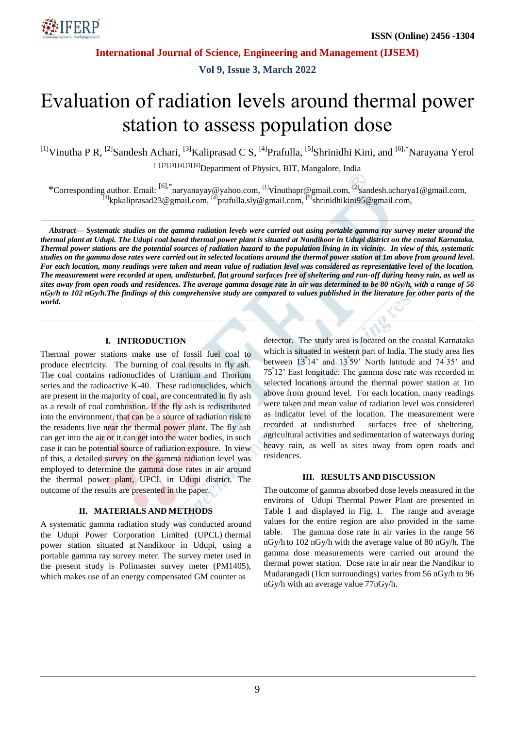# Evaluation of radiation levels around thermal power station to assess population dose

[1]Vinutha P R, [2]Sandesh Achari, [3]Kaliprasad C S, [4]Prafulla, [5]Shrinidhi Kini, and [6],*Narayana Yerol

[1],[2],[3],[4],[5],[6]Department of Physics, BIT, Mangalore, India

*Corresponding author. Email: [6],*naryanayay@yahoo.com, [1]vinuthapr@gmail.com, [2]sandesh.acharya1@gmail.com, [3]kpkaliprasad23@gmail.com, [4]prafulla.sly@gmail.com, [5]shrinidhikini95@gmail.com,

***Abstract***— ***Systematic studies on the gamma radiation levels were carried out using portable gamma ray survey meter around the thermal plant at Udupi. The Udupi coal based thermal power plant is situated at Nandikoor in Udupi district on the coastal Karnataka. Thermal power stations are the potential sources of radiation hazard to the population living in its vicinity. In view of this, systematic studies on the gamma dose rates were carried out in selected locations around the thermal power station at 1m above from ground level. For each location, many readings were taken and mean value of radiation level was considered as representative level of the location. The measurement were recorded at open, undisturbed, flat ground surfaces free of sheltering and run-off during heavy rain, as well as sites away from open roads and residences. The average gamma dosage rate in air was determined to be 80 nGy/h, with a range of 56 nGy/h to 102 nGy/h.The findings of this comprehensive study are compared to values published in the literature for other parts of the world.***

## I. INTRODUCTION

Thermal power stations make use of fossil fuel coal to produce electricity. The burning of coal results in fly ash. The coal contains radionuclides of Uranium and Thorium series and the radioactive K-40. These radionuclides, which are present in the majority of coal, are concentrated in fly ash as a result of coal combustion. If the fly ash is redistributed into the environment, that can be a source of radiation risk to the residents live near the thermal power plant. The fly ash can get into the air or it can get into the water bodies, in such case it can be potential source of radiation exposure. In view of this, a detailed survey on the gamma radiation level was employed to determine the gamma dose rates in air around the thermal power plant, UPCL in Udupi district. The outcome of the results are presented in the paper.

## II. MATERIALS AND METHODS

A systematic gamma radiation study was conducted around the Udupi Power Corporation Limited (UPCL) thermal power station situated at Nandikoor in Udupi, using a portable gamma ray survey meter. The survey meter used in the present study is Polimaster survey meter (PM1405), which makes use of an energy compensated GM counter as detector. The study area is located on the coastal Karnataka which is situated in western part of India. The study area lies between 13°14’ and 13°59’ North latitude and 74°35’ and 75°12’ East longitude. The gamma dose rate was recorded in selected locations around the thermal power station at 1m above from ground level. For each location, many readings were taken and mean value of radiation level was considered as indicator level of the location. The measurement were recorded at undisturbed surfaces free of sheltering, agricultural activities and sedimentation of waterways during heavy rain, as well as sites away from open roads and residences.

## III. RESULTS AND DISCUSSION

The outcome of gamma absorbed dose levels measured in the environs of Udupi Thermal Power Plant are presented in Table 1 and displayed in Fig. 1. The range and average values for the entire region are also provided in the same table. The gamma dose rate in air varies in the range 56 nGy/h to 102 nGy/h with the average value of 80 nGy/h. The gamma dose measurements were carried out around the thermal power station. Dose rate in air near the Nandikur to Mudarangadi (1km surroundings) varies from 56 nGy/h to 96 nGy/h with an average value 77nGy/h.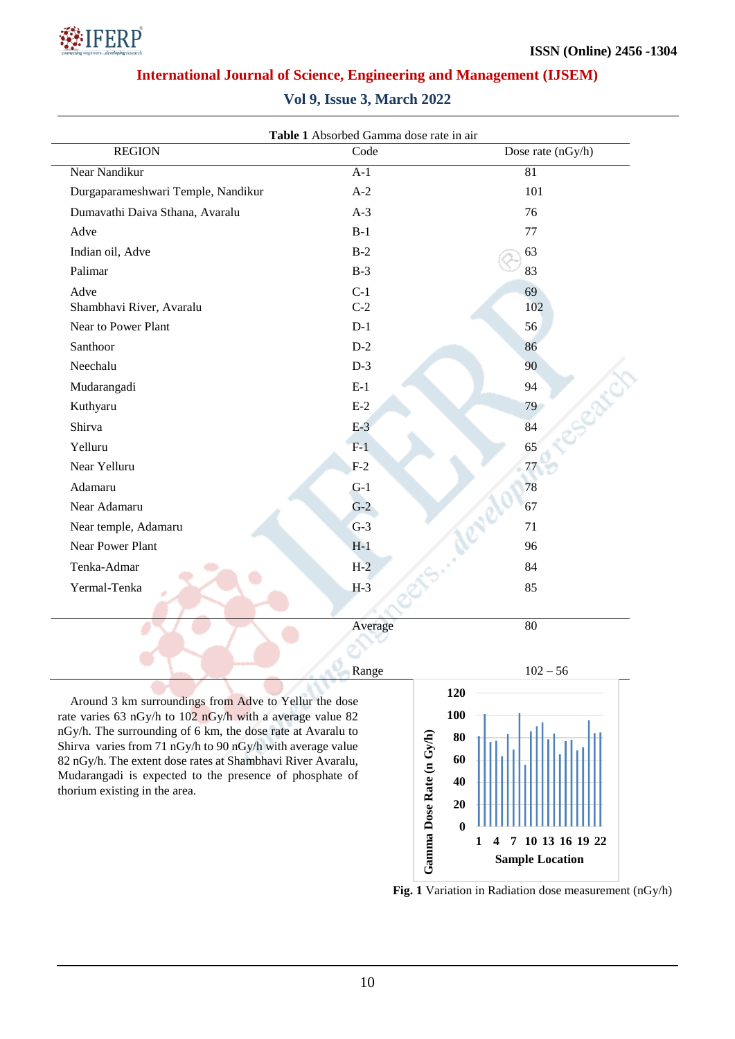**Table 1** Absorbed Gamma dose rate in air

| REGION | Code | Dose rate (nGy/h) |
|---|---|---|
| Near Nandikur | A-1 | 81 |
| Durgaparameshwari Temple, Nandikur | A-2 | 101 |
| Dumavathi Daiva Sthana, Avaralu | A-3 | 76 |
| Adve | B-1 | 77 |
| Indian oil, Adve | B-2 | 63 |
| Palimar | B-3 | 83 |
| Adve | C-1 | 69 |
| Shambhavi River, Avaralu | C-2 | 102 |
| Near to Power Plant | D-1 | 56 |
| Santhoor | D-2 | 86 |
| Neechalu | D-3 | 90 |
| Mudarangadi | E-1 | 94 |
| Kuthyaru | E-2 | 79 |
| Shirva | E-3 | 84 |
| Yelluru | F-1 | 65 |
| Near Yelluru | F-2 | 77 |
| Adamaru | G-1 | 78 |
| Near Adamaru | G-2 | 67 |
| Near temple, Adamaru | G-3 | 71 |
| Near Power Plant | H-1 | 96 |
| Tenka-Admar | H-2 | 84 |
| Yermal-Tenka | H-3 | 85 |
| | Average | 80 |
| | Range | 102 – 56 |

Around 3 km surroundings from Adve to Yellur the dose rate varies 63 nGy/h to 102 nGy/h with a average value 82 nGy/h. The surrounding of 6 km, the dose rate at Avaralu to Shirva varies from 71 nGy/h to 90 nGy/h with average value 82 nGy/h. The extent dose rates at Shambhavi River Avaralu, Mudarangadi is expected to the presence of phosphate of thorium existing in the area.

**Fig. 1** Variation in Radiation dose measurement (nGy/h)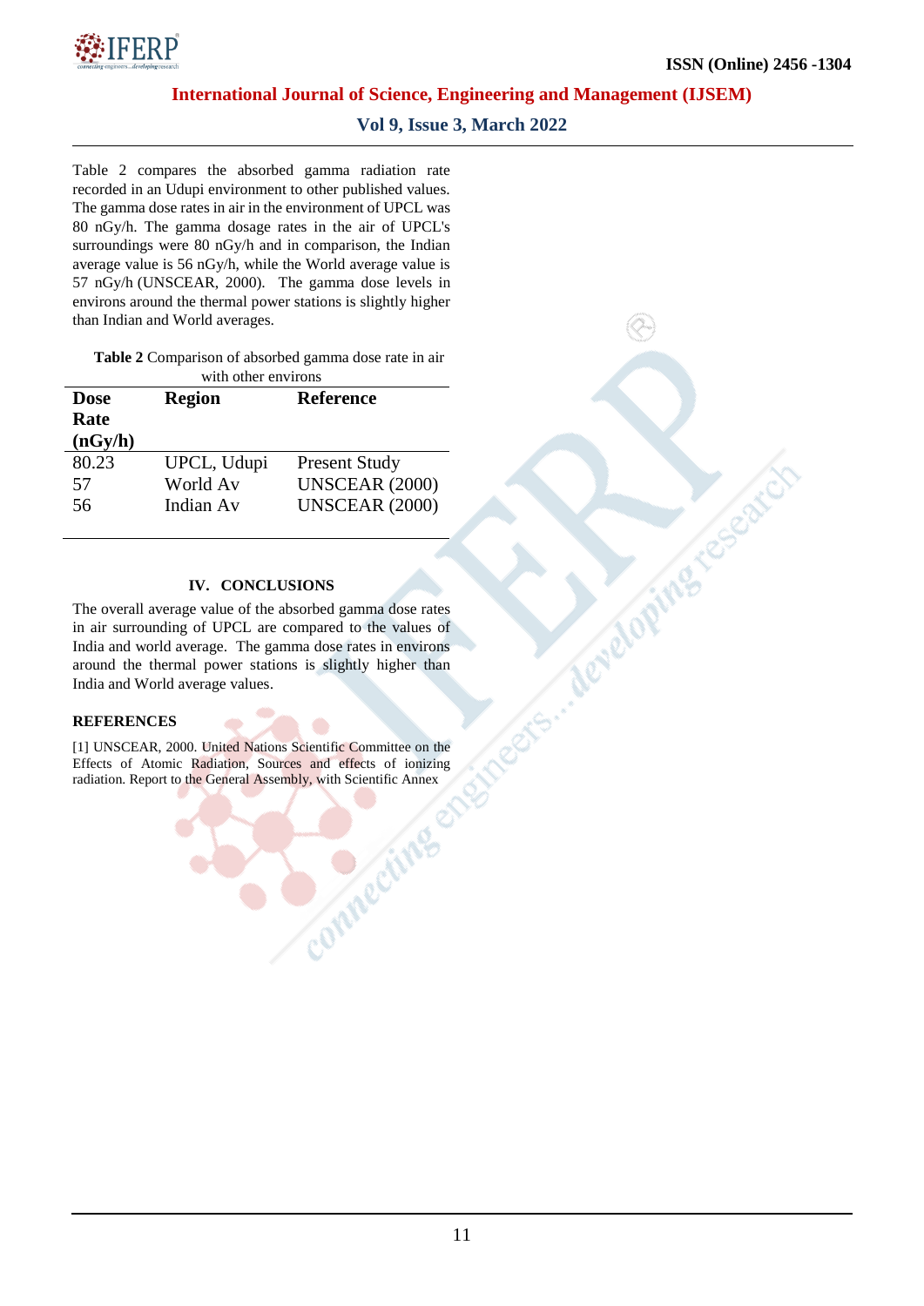Table 2 compares the absorbed gamma radiation rate recorded in an Udupi environment to other published values. The gamma dose rates in air in the environment of UPCL was 80 nGy/h. The gamma dosage rates in the air of UPCL's surroundings were 80 nGy/h and in comparison, the Indian average value is 56 nGy/h, while the World average value is 57 nGy/h (UNSCEAR, 2000). The gamma dose levels in environs around the thermal power stations is slightly higher than Indian and World averages.

**Table 2** Comparison of absorbed gamma dose rate in air with other environs

| Dose Rate (nGy/h) | Region | Reference |
|---|---|---|
| 80.23 | UPCL, Udupi | Present Study |
| 57 | World Av | UNSCEAR (2000) |
| 56 | Indian Av | UNSCEAR (2000) |

## IV. CONCLUSIONS

The overall average value of the absorbed gamma dose rates in air surrounding of UPCL are compared to the values of India and world average. The gamma dose rates in environs around the thermal power stations is slightly higher than India and World average values.

## REFERENCES

[1] UNSCEAR, 2000. United Nations Scientific Committee on the Effects of Atomic Radiation, Sources and effects of ionizing radiation. Report to the General Assembly, with Scientific Annex